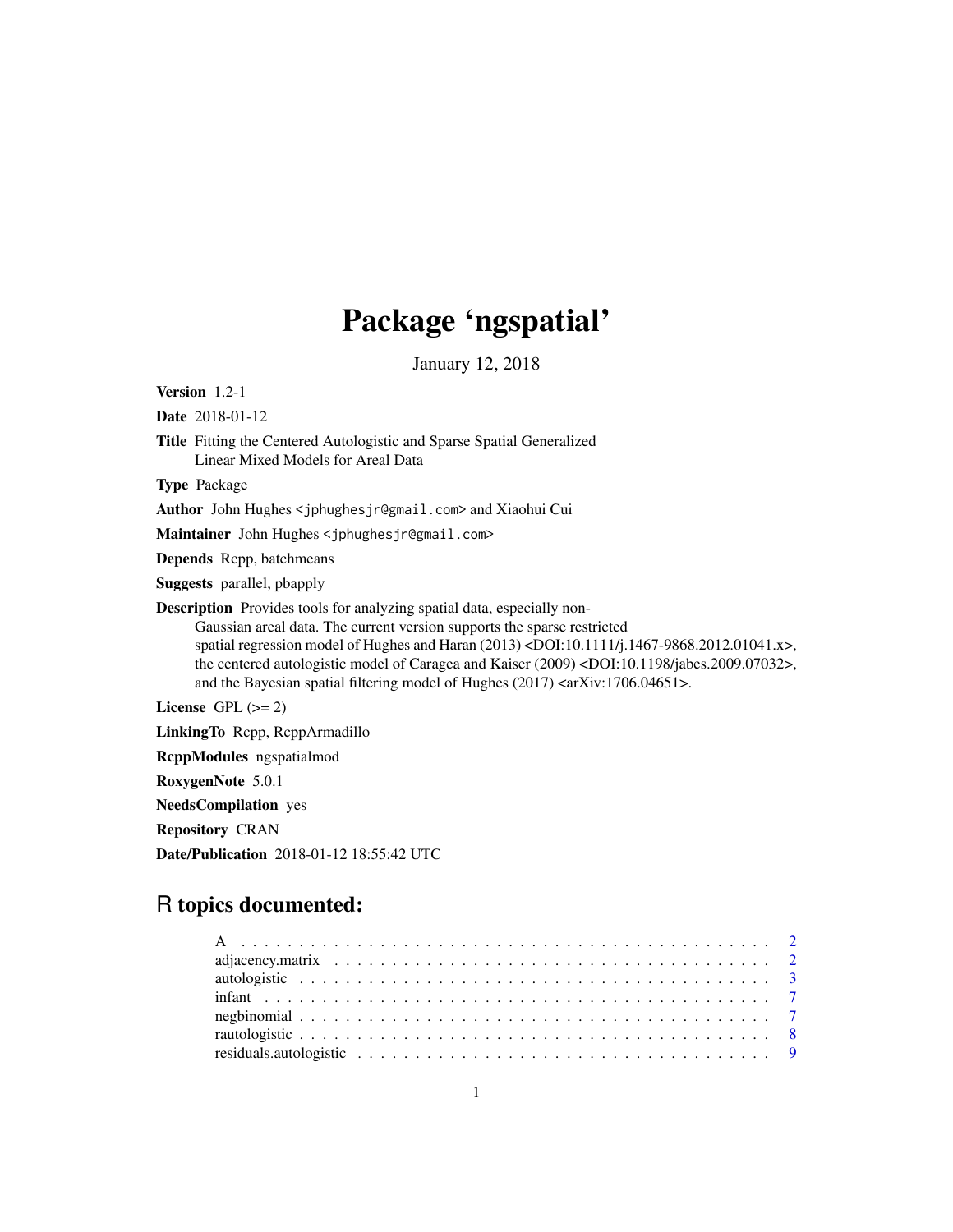# Package 'ngspatial'

January 12, 2018

**Version** 1.2-1

**Date** 2018-01-12

**Title** Fitting the Centered Autologistic and Sparse Spatial Generalized Linear Mixed Models for Areal Data

**Type** Package

**Author** John Hughes <jphughesjr@gmail.com> and Xiaohui Cui

**Maintainer** John Hughes <jphughesjr@gmail.com>

**Depends** Rcpp, batchmeans

**Suggests** parallel, pbapply

**Description** Provides tools for analyzing spatial data, especially non-Gaussian areal data. The current version supports the sparse restricted spatial regression model of Hughes and Haran (2013) <DOI:10.1111/j.1467-9868.2012.01041.x>, the centered autologistic model of Caragea and Kaiser (2009) <DOI:10.1198/jabes.2009.07032>, and the Bayesian spatial filtering model of Hughes (2017) <arXiv:1706.04651>.

**License** GPL (>= 2)

**LinkingTo** Rcpp, RcppArmadillo

**RcppModules** ngspatialmod

**RoxygenNote** 5.0.1

**NeedsCompilation** yes

**Repository** CRAN

**Date/Publication** 2018-01-12 18:55:42 UTC

## R topics documented:

| | |
|---|---|
| A | 2 |
| adjacency.matrix | 2 |
| autologistic | 3 |
| infant | 7 |
| negbinomial | 7 |
| rautologistic | 8 |
| residuals.autologistic | 9 |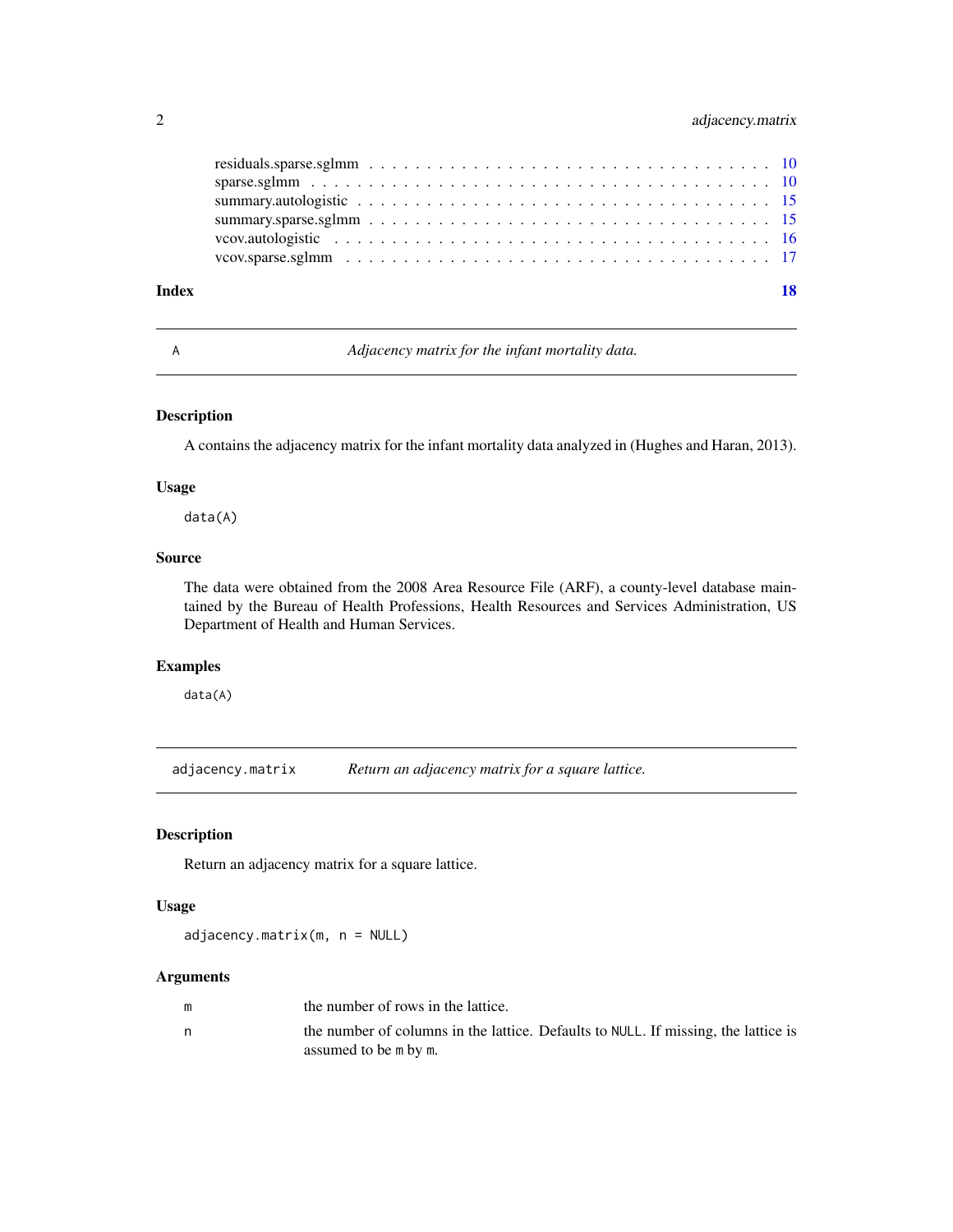residuals.sparse.sglmm . . . . . . . . . . . . . . . . . . . . . . . . . . . . . . . . . 10
sparse.sglmm . . . . . . . . . . . . . . . . . . . . . . . . . . . . . . . . . . . . . . 10
summary.autologistic . . . . . . . . . . . . . . . . . . . . . . . . . . . . . . . . . . 15
summary.sparse.sglmm . . . . . . . . . . . . . . . . . . . . . . . . . . . . . . . . . 15
vcov.autologistic . . . . . . . . . . . . . . . . . . . . . . . . . . . . . . . . . . . . 16
vcov.sparse.sglmm . . . . . . . . . . . . . . . . . . . . . . . . . . . . . . . . . . . 17

**Index** **18**

---

## A — *Adjacency matrix for the infant mortality data.*

### Description

A contains the adjacency matrix for the infant mortality data analyzed in (Hughes and Haran, 2013).

### Usage

```
data(A)
```

### Source

The data were obtained from the 2008 Area Resource File (ARF), a county-level database maintained by the Bureau of Health Professions, Health Resources and Services Administration, US Department of Health and Human Services.

### Examples

```
data(A)
```

---

## adjacency.matrix — *Return an adjacency matrix for a square lattice.*

### Description

Return an adjacency matrix for a square lattice.

### Usage

```
adjacency.matrix(m, n = NULL)
```

### Arguments

| | |
|---|---|
| m | the number of rows in the lattice. |
| n | the number of columns in the lattice. Defaults to NULL. If missing, the lattice is assumed to be m by m. |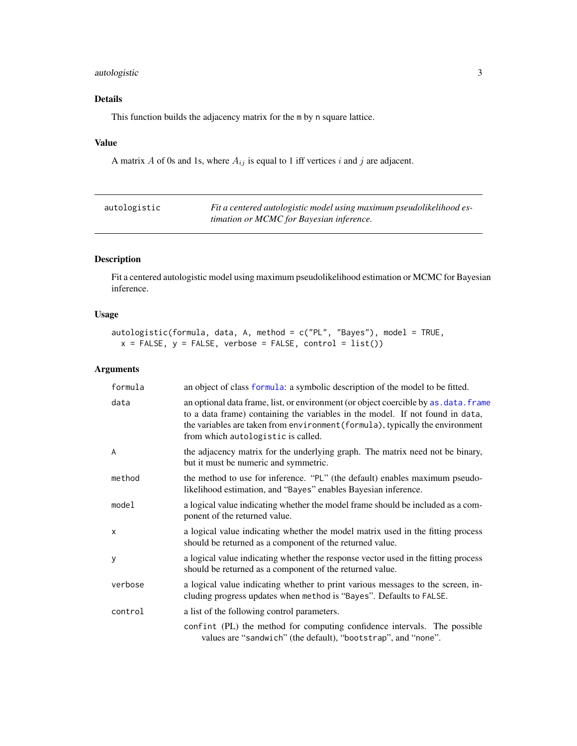## Details

This function builds the adjacency matrix for the `m` by `n` square lattice.

## Value

A matrix $A$ of 0s and 1s, where $A_{ij}$ is equal to 1 iff vertices $i$ and $j$ are adjacent.

---

# autologistic — *Fit a centered autologistic model using maximum pseudolikelihood estimation or MCMC for Bayesian inference.*

---

## Description

Fit a centered autologistic model using maximum pseudolikelihood estimation or MCMC for Bayesian inference.

## Usage

```
autologistic(formula, data, A, method = c("PL", "Bayes"), model = TRUE,
  x = FALSE, y = FALSE, verbose = FALSE, control = list())
```

## Arguments

| | |
|---|---|
| `formula` | an object of class `formula`: a symbolic description of the model to be fitted. |
| `data` | an optional data frame, list, or environment (or object coercible by `as.data.frame` to a data frame) containing the variables in the model. If not found in `data`, the variables are taken from `environment(formula)`, typically the environment from which `autologistic` is called. |
| `A` | the adjacency matrix for the underlying graph. The matrix need not be binary, but it must be numeric and symmetric. |
| `method` | the method to use for inference. "`PL`" (the default) enables maximum pseudolikelihood estimation, and "`Bayes`" enables Bayesian inference. |
| `model` | a logical value indicating whether the model frame should be included as a component of the returned value. |
| `x` | a logical value indicating whether the model matrix used in the fitting process should be returned as a component of the returned value. |
| `y` | a logical value indicating whether the response vector used in the fitting process should be returned as a component of the returned value. |
| `verbose` | a logical value indicating whether to print various messages to the screen, including progress updates when `method` is "`Bayes`". Defaults to `FALSE`. |
| `control` | a list of the following control parameters. |

`confint` (PL) the method for computing confidence intervals. The possible values are "`sandwich`" (the default), "`bootstrap`", and "`none`".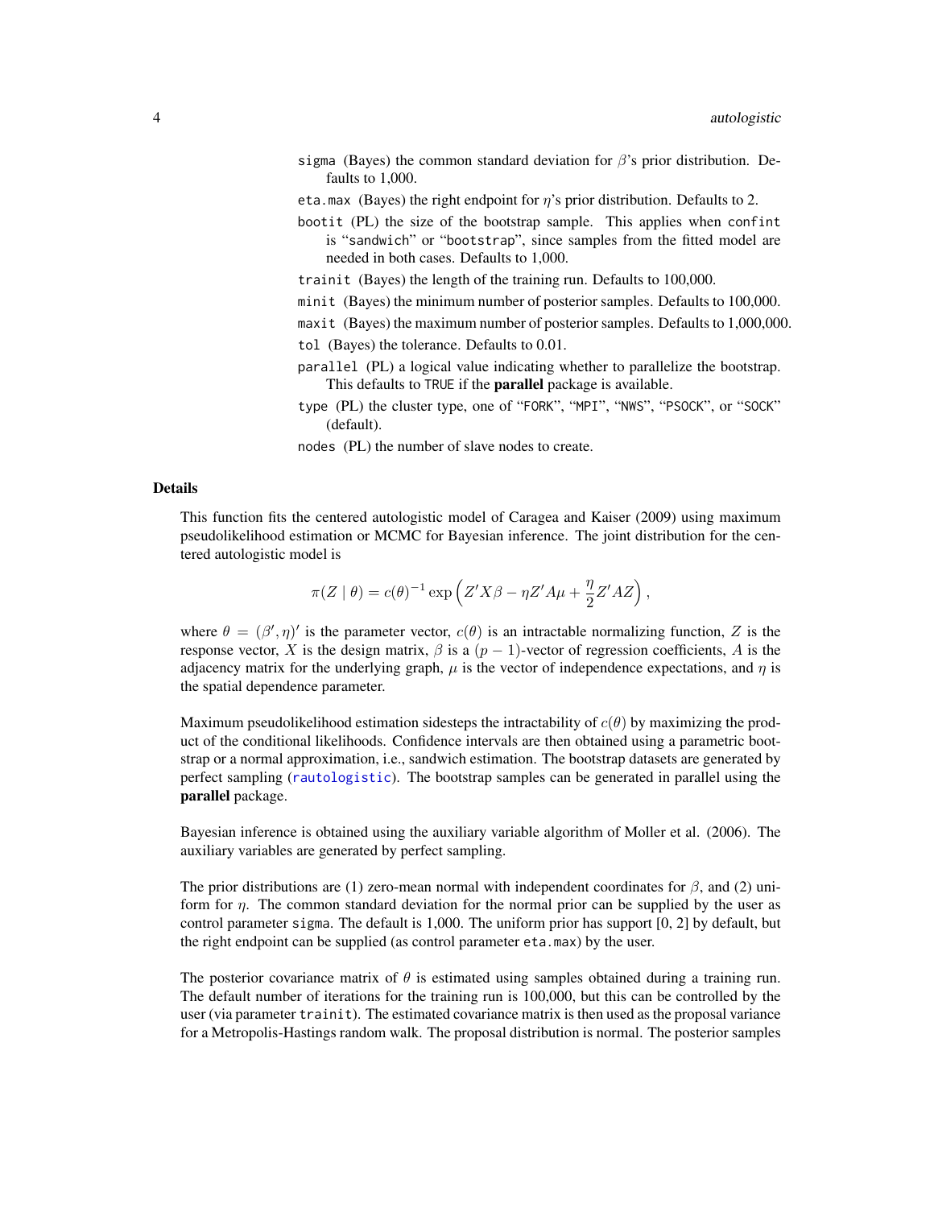`sigma` (Bayes) the common standard deviation for $\beta$'s prior distribution. Defaults to 1,000.

`eta.max` (Bayes) the right endpoint for $\eta$'s prior distribution. Defaults to 2.

`bootit` (PL) the size of the bootstrap sample. This applies when `confint` is "`sandwich`" or "`bootstrap`", since samples from the fitted model are needed in both cases. Defaults to 1,000.

`trainit` (Bayes) the length of the training run. Defaults to 100,000.

`minit` (Bayes) the minimum number of posterior samples. Defaults to 100,000.

`maxit` (Bayes) the maximum number of posterior samples. Defaults to 1,000,000.

`tol` (Bayes) the tolerance. Defaults to 0.01.

`parallel` (PL) a logical value indicating whether to parallelize the bootstrap. This defaults to `TRUE` if the **parallel** package is available.

`type` (PL) the cluster type, one of "`FORK`", "`MPI`", "`NWS`", "`PSOCK`", or "`SOCK`" (default).

`nodes` (PL) the number of slave nodes to create.

## Details

This function fits the centered autologistic model of Caragea and Kaiser (2009) using maximum pseudolikelihood estimation or MCMC for Bayesian inference. The joint distribution for the centered autologistic model is

$$\pi(Z \mid \theta) = c(\theta)^{-1} \exp\left(Z'X\beta - \eta Z'A\mu + \frac{\eta}{2}Z'AZ\right),$$

where $\theta = (\beta', \eta)'$ is the parameter vector, $c(\theta)$ is an intractable normalizing function, $Z$ is the response vector, $X$ is the design matrix, $\beta$ is a $(p-1)$-vector of regression coefficients, $A$ is the adjacency matrix for the underlying graph, $\mu$ is the vector of independence expectations, and $\eta$ is the spatial dependence parameter.

Maximum pseudolikelihood estimation sidesteps the intractability of $c(\theta)$ by maximizing the product of the conditional likelihoods. Confidence intervals are then obtained using a parametric bootstrap or a normal approximation, i.e., sandwich estimation. The bootstrap datasets are generated by perfect sampling (`rautologistic`). The bootstrap samples can be generated in parallel using the **parallel** package.

Bayesian inference is obtained using the auxiliary variable algorithm of Moller et al. (2006). The auxiliary variables are generated by perfect sampling.

The prior distributions are (1) zero-mean normal with independent coordinates for $\beta$, and (2) uniform for $\eta$. The common standard deviation for the normal prior can be supplied by the user as control parameter `sigma`. The default is 1,000. The uniform prior has support [0, 2] by default, but the right endpoint can be supplied (as control parameter `eta.max`) by the user.

The posterior covariance matrix of $\theta$ is estimated using samples obtained during a training run. The default number of iterations for the training run is 100,000, but this can be controlled by the user (via parameter `trainit`). The estimated covariance matrix is then used as the proposal variance for a Metropolis-Hastings random walk. The proposal distribution is normal. The posterior samples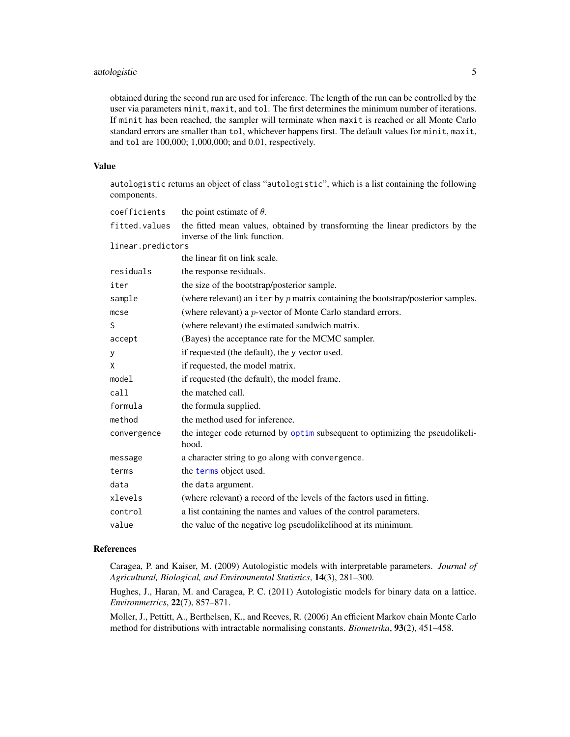obtained during the second run are used for inference. The length of the run can be controlled by the user via parameters `minit`, `maxit`, and `tol`. The first determines the minimum number of iterations. If `minit` has been reached, the sampler will terminate when `maxit` is reached or all Monte Carlo standard errors are smaller than `tol`, whichever happens first. The default values for `minit`, `maxit`, and `tol` are 100,000; 1,000,000; and 0.01, respectively.

## Value

`autologistic` returns an object of class "`autologistic`", which is a list containing the following components.

| | |
|---|---|
| `coefficients` | the point estimate of $\theta$. |
| `fitted.values` | the fitted mean values, obtained by transforming the linear predictors by the inverse of the link function. |
| `linear.predictors` | the linear fit on link scale. |
| `residuals` | the response residuals. |
| `iter` | the size of the bootstrap/posterior sample. |
| `sample` | (where relevant) an `iter` by $p$ matrix containing the bootstrap/posterior samples. |
| `mcse` | (where relevant) a $p$-vector of Monte Carlo standard errors. |
| `S` | (where relevant) the estimated sandwich matrix. |
| `accept` | (Bayes) the acceptance rate for the MCMC sampler. |
| `y` | if requested (the default), the `y` vector used. |
| `X` | if requested, the model matrix. |
| `model` | if requested (the default), the model frame. |
| `call` | the matched call. |
| `formula` | the formula supplied. |
| `method` | the method used for inference. |
| `convergence` | the integer code returned by `optim` subsequent to optimizing the pseudolikelihood. |
| `message` | a character string to go along with `convergence`. |
| `terms` | the `terms` object used. |
| `data` | the `data` argument. |
| `xlevels` | (where relevant) a record of the levels of the factors used in fitting. |
| `control` | a list containing the names and values of the control parameters. |
| `value` | the value of the negative log pseudolikelihood at its minimum. |

## References

Caragea, P. and Kaiser, M. (2009) Autologistic models with interpretable parameters. *Journal of Agricultural, Biological, and Environmental Statistics*, **14**(3), 281–300.

Hughes, J., Haran, M. and Caragea, P. C. (2011) Autologistic models for binary data on a lattice. *Environmetrics*, **22**(7), 857–871.

Moller, J., Pettitt, A., Berthelsen, K., and Reeves, R. (2006) An efficient Markov chain Monte Carlo method for distributions with intractable normalising constants. *Biometrika*, **93**(2), 451–458.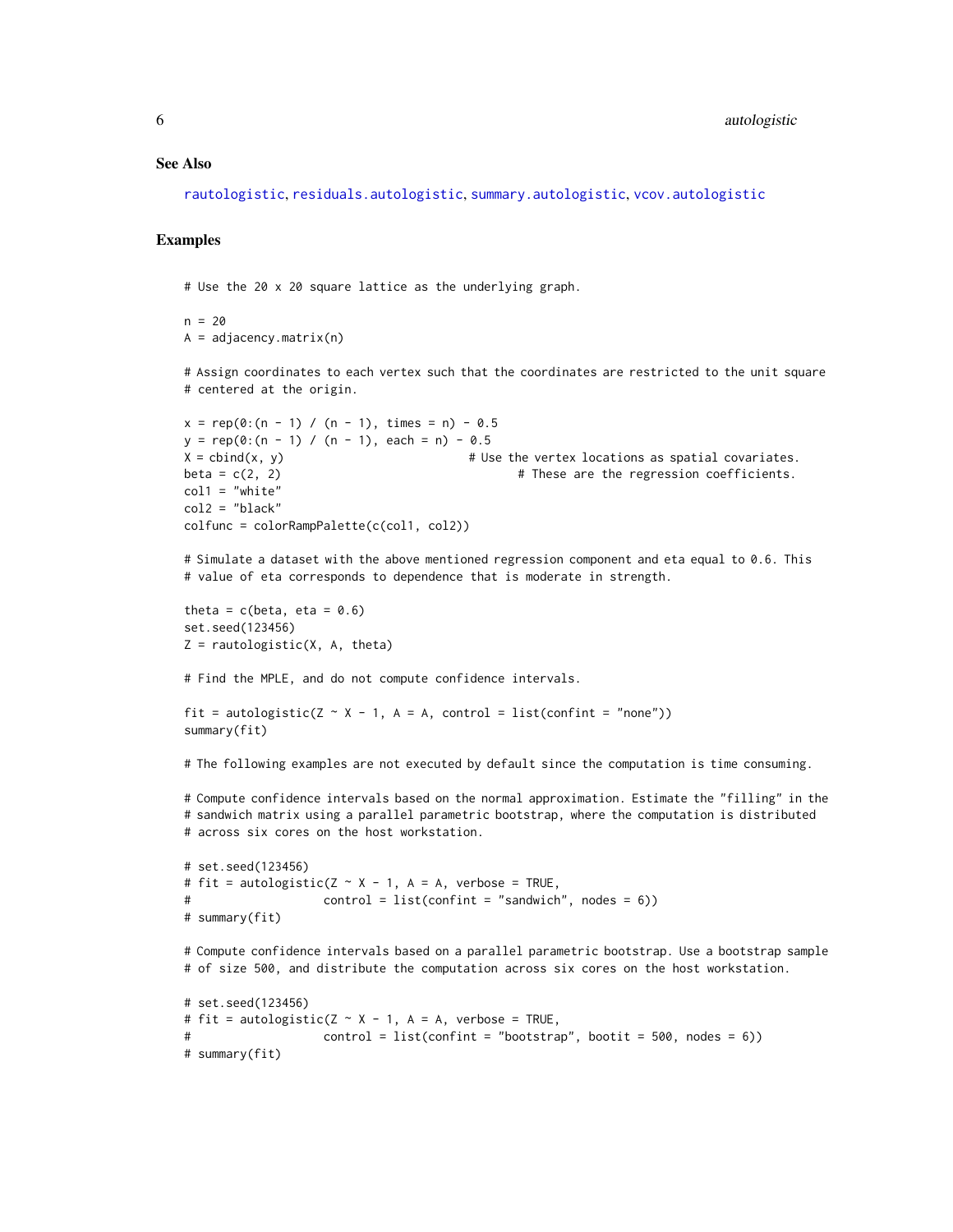### See Also

rautologistic, residuals.autologistic, summary.autologistic, vcov.autologistic

### Examples

```
# Use the 20 x 20 square lattice as the underlying graph.

n = 20
A = adjacency.matrix(n)

# Assign coordinates to each vertex such that the coordinates are restricted to the unit square
# centered at the origin.

x = rep(0:(n - 1) / (n - 1), times = n) - 0.5
y = rep(0:(n - 1) / (n - 1), each = n) - 0.5
X = cbind(x, y)                          # Use the vertex locations as spatial covariates.
beta = c(2, 2)                                   # These are the regression coefficients.
col1 = "white"
col2 = "black"
colfunc = colorRampPalette(c(col1, col2))

# Simulate a dataset with the above mentioned regression component and eta equal to 0.6. This
# value of eta corresponds to dependence that is moderate in strength.

theta = c(beta, eta = 0.6)
set.seed(123456)
Z = rautologistic(X, A, theta)

# Find the MPLE, and do not compute confidence intervals.

fit = autologistic(Z ~ X - 1, A = A, control = list(confint = "none"))
summary(fit)

# The following examples are not executed by default since the computation is time consuming.

# Compute confidence intervals based on the normal approximation. Estimate the "filling" in the
# sandwich matrix using a parallel parametric bootstrap, where the computation is distributed
# across six cores on the host workstation.

# set.seed(123456)
# fit = autologistic(Z ~ X - 1, A = A, verbose = TRUE,
#                    control = list(confint = "sandwich", nodes = 6))
# summary(fit)

# Compute confidence intervals based on a parallel parametric bootstrap. Use a bootstrap sample
# of size 500, and distribute the computation across six cores on the host workstation.

# set.seed(123456)
# fit = autologistic(Z ~ X - 1, A = A, verbose = TRUE,
#                    control = list(confint = "bootstrap", bootit = 500, nodes = 6))
# summary(fit)
```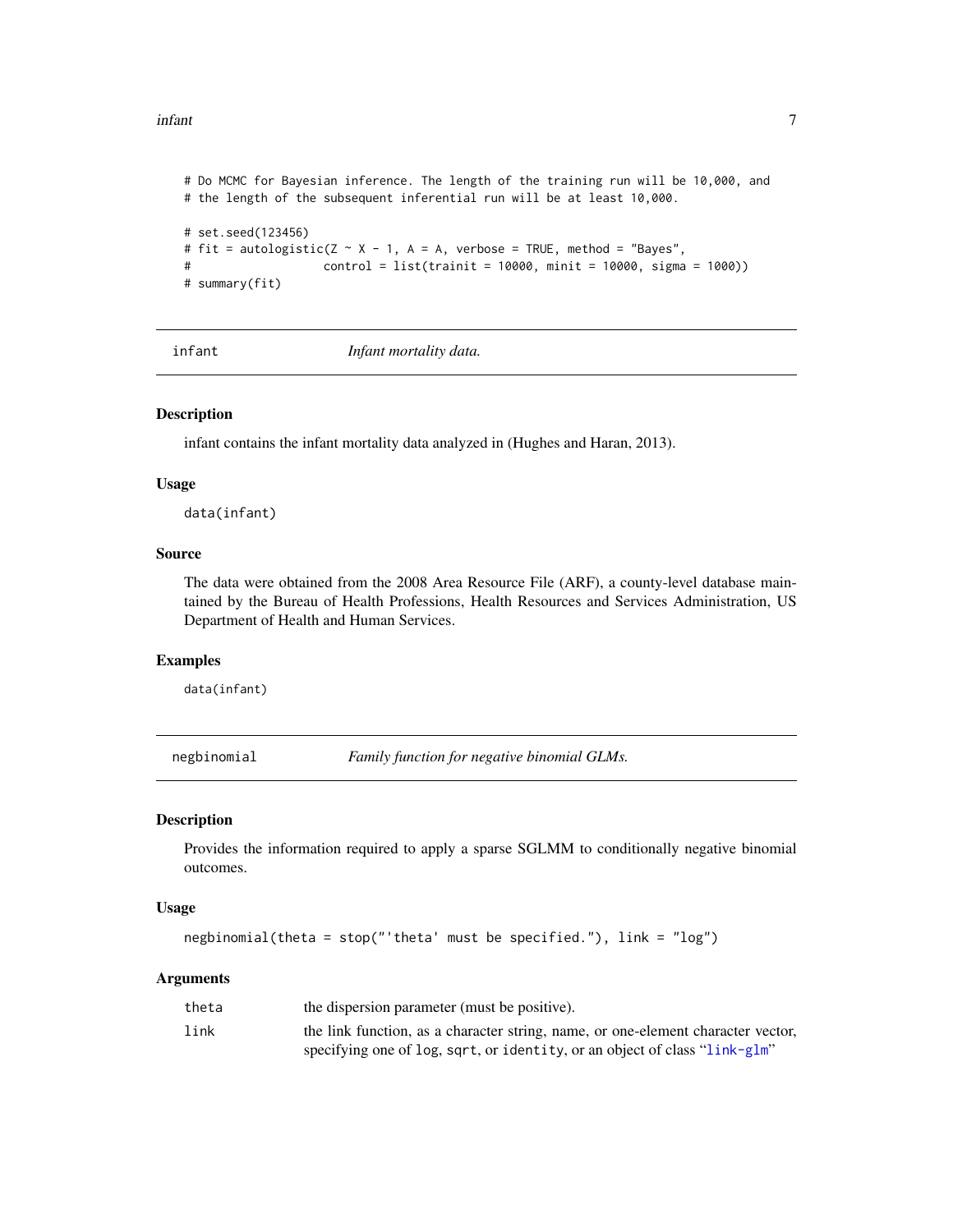```
# Do MCMC for Bayesian inference. The length of the training run will be 10,000, and
# the length of the subsequent inferential run will be at least 10,000.

# set.seed(123456)
# fit = autologistic(Z ~ X - 1, A = A, verbose = TRUE, method = "Bayes",
#                    control = list(trainit = 10000, minit = 10000, sigma = 1000))
# summary(fit)
```

## infant — *Infant mortality data.*

### Description

infant contains the infant mortality data analyzed in (Hughes and Haran, 2013).

### Usage

```
data(infant)
```

### Source

The data were obtained from the 2008 Area Resource File (ARF), a county-level database maintained by the Bureau of Health Professions, Health Resources and Services Administration, US Department of Health and Human Services.

### Examples

```
data(infant)
```

## negbinomial — *Family function for negative binomial GLMs.*

### Description

Provides the information required to apply a sparse SGLMM to conditionally negative binomial outcomes.

### Usage

```
negbinomial(theta = stop("'theta' must be specified."), link = "log")
```

### Arguments

| | |
|---|---|
| `theta` | the dispersion parameter (must be positive). |
| `link` | the link function, as a character string, name, or one-element character vector, specifying one of `log`, `sqrt`, or `identity`, or an object of class "`link-glm`" |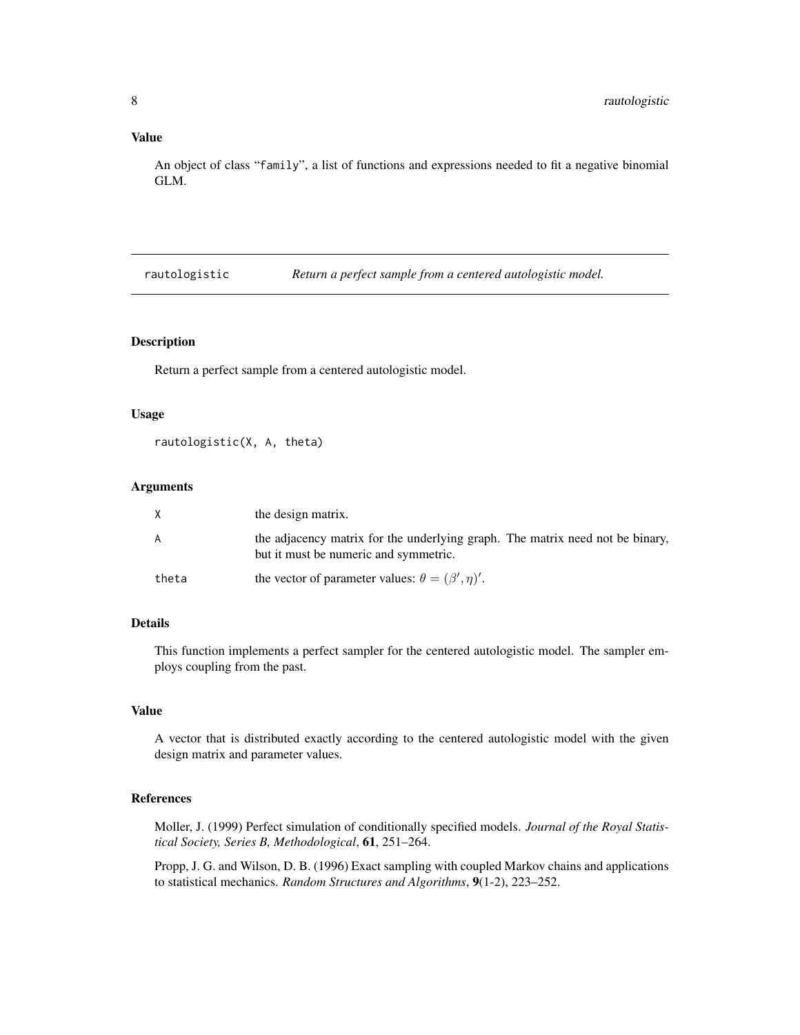### Value

An object of class "family", a list of functions and expressions needed to fit a negative binomial GLM.

---

## rautologistic *Return a perfect sample from a centered autologistic model.*

---

### Description

Return a perfect sample from a centered autologistic model.

### Usage

```
rautologistic(X, A, theta)
```

### Arguments

| | |
|---|---|
| X | the design matrix. |
| A | the adjacency matrix for the underlying graph. The matrix need not be binary, but it must be numeric and symmetric. |
| theta | the vector of parameter values: $\theta = (\beta', \eta)'$. |

### Details

This function implements a perfect sampler for the centered autologistic model. The sampler employs coupling from the past.

### Value

A vector that is distributed exactly according to the centered autologistic model with the given design matrix and parameter values.

### References

Moller, J. (1999) Perfect simulation of conditionally specified models. *Journal of the Royal Statistical Society, Series B, Methodological*, **61**, 251–264.

Propp, J. G. and Wilson, D. B. (1996) Exact sampling with coupled Markov chains and applications to statistical mechanics. *Random Structures and Algorithms*, **9**(1-2), 223–252.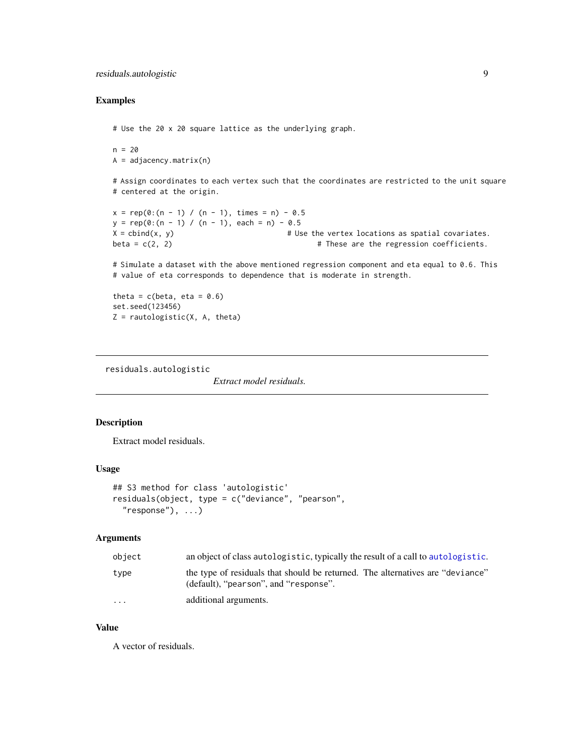## Examples

```
# Use the 20 x 20 square lattice as the underlying graph.

n = 20
A = adjacency.matrix(n)

# Assign coordinates to each vertex such that the coordinates are restricted to the unit square
# centered at the origin.

x = rep(0:(n - 1) / (n - 1), times = n) - 0.5
y = rep(0:(n - 1) / (n - 1), each = n) - 0.5
X = cbind(x, y)                          # Use the vertex locations as spatial covariates.
beta = c(2, 2)                                  # These are the regression coefficients.

# Simulate a dataset with the above mentioned regression component and eta equal to 0.6. This
# value of eta corresponds to dependence that is moderate in strength.

theta = c(beta, eta = 0.6)
set.seed(123456)
Z = rautologistic(X, A, theta)
```

---

`residuals.autologistic` *Extract model residuals.*

---

## Description

Extract model residuals.

## Usage

```
## S3 method for class 'autologistic'
residuals(object, type = c("deviance", "pearson",
  "response"), ...)
```

## Arguments

| | |
|---|---|
| `object` | an object of class `autologistic`, typically the result of a call to `autologistic`. |
| `type` | the type of residuals that should be returned. The alternatives are "`deviance`" (default), "`pearson`", and "`response`". |
| `...` | additional arguments. |

## Value

A vector of residuals.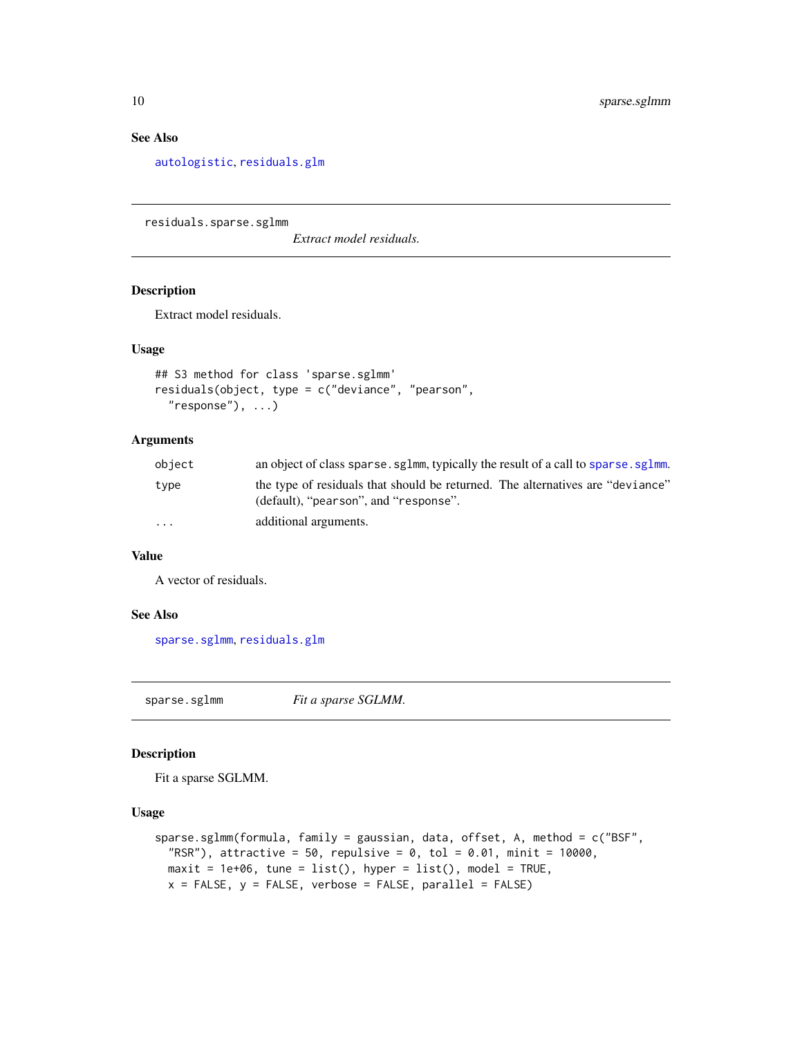### See Also

`autologistic`, `residuals.glm`

---

## residuals.sparse.sglmm — *Extract model residuals.*

### Description

Extract model residuals.

### Usage

```
## S3 method for class 'sparse.sglmm'
residuals(object, type = c("deviance", "pearson",
  "response"), ...)
```

### Arguments

| | |
|---|---|
| `object` | an object of class `sparse.sglmm`, typically the result of a call to `sparse.sglmm`. |
| `type` | the type of residuals that should be returned. The alternatives are "`deviance`" (default), "`pearson`", and "`response`". |
| `...` | additional arguments. |

### Value

A vector of residuals.

### See Also

`sparse.sglmm`, `residuals.glm`

---

## sparse.sglmm — *Fit a sparse SGLMM.*

### Description

Fit a sparse SGLMM.

### Usage

```
sparse.sglmm(formula, family = gaussian, data, offset, A, method = c("BSF",
  "RSR"), attractive = 50, repulsive = 0, tol = 0.01, minit = 10000,
  maxit = 1e+06, tune = list(), hyper = list(), model = TRUE,
  x = FALSE, y = FALSE, verbose = FALSE, parallel = FALSE)
```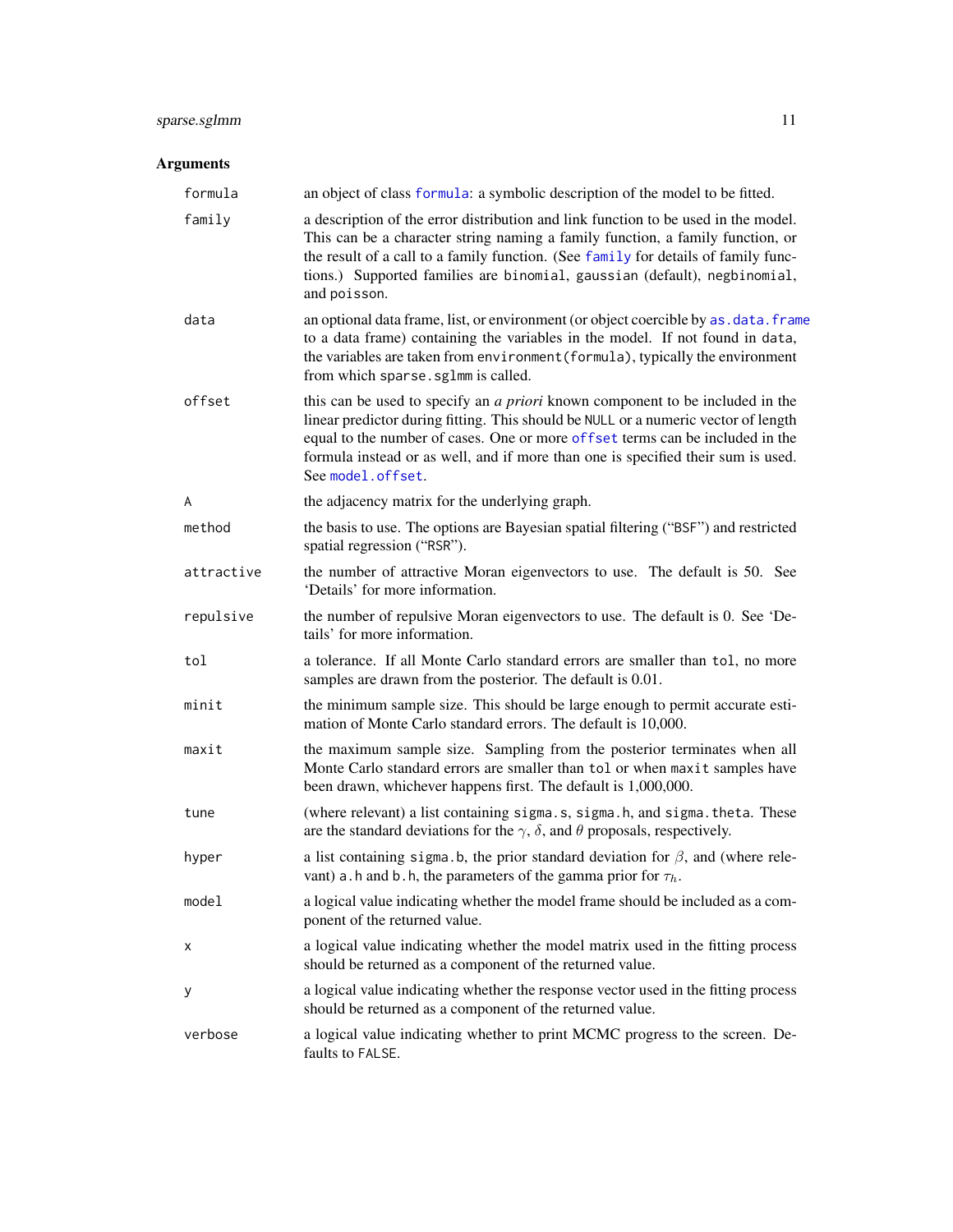## Arguments

| | |
|---|---|
| `formula` | an object of class `formula`: a symbolic description of the model to be fitted. |
| `family` | a description of the error distribution and link function to be used in the model. This can be a character string naming a family function, a family function, or the result of a call to a family function. (See `family` for details of family functions.) Supported families are `binomial`, `gaussian` (default), `negbinomial`, and `poisson`. |
| `data` | an optional data frame, list, or environment (or object coercible by `as.data.frame` to a data frame) containing the variables in the model. If not found in `data`, the variables are taken from `environment(formula)`, typically the environment from which `sparse.sglmm` is called. |
| `offset` | this can be used to specify an *a priori* known component to be included in the linear predictor during fitting. This should be `NULL` or a numeric vector of length equal to the number of cases. One or more `offset` terms can be included in the formula instead or as well, and if more than one is specified their sum is used. See `model.offset`. |
| `A` | the adjacency matrix for the underlying graph. |
| `method` | the basis to use. The options are Bayesian spatial filtering ("`BSF`") and restricted spatial regression ("`RSR`"). |
| `attractive` | the number of attractive Moran eigenvectors to use. The default is 50. See 'Details' for more information. |
| `repulsive` | the number of repulsive Moran eigenvectors to use. The default is 0. See 'Details' for more information. |
| `tol` | a tolerance. If all Monte Carlo standard errors are smaller than `tol`, no more samples are drawn from the posterior. The default is 0.01. |
| `minit` | the minimum sample size. This should be large enough to permit accurate estimation of Monte Carlo standard errors. The default is 10,000. |
| `maxit` | the maximum sample size. Sampling from the posterior terminates when all Monte Carlo standard errors are smaller than `tol` or when `maxit` samples have been drawn, whichever happens first. The default is 1,000,000. |
| `tune` | (where relevant) a list containing `sigma.s`, `sigma.h`, and `sigma.theta`. These are the standard deviations for the $\gamma$, $\delta$, and $\theta$ proposals, respectively. |
| `hyper` | a list containing `sigma.b`, the prior standard deviation for $\beta$, and (where relevant) `a.h` and `b.h`, the parameters of the gamma prior for $\tau_h$. |
| `model` | a logical value indicating whether the model frame should be included as a component of the returned value. |
| `x` | a logical value indicating whether the model matrix used in the fitting process should be returned as a component of the returned value. |
| `y` | a logical value indicating whether the response vector used in the fitting process should be returned as a component of the returned value. |
| `verbose` | a logical value indicating whether to print MCMC progress to the screen. Defaults to `FALSE`. |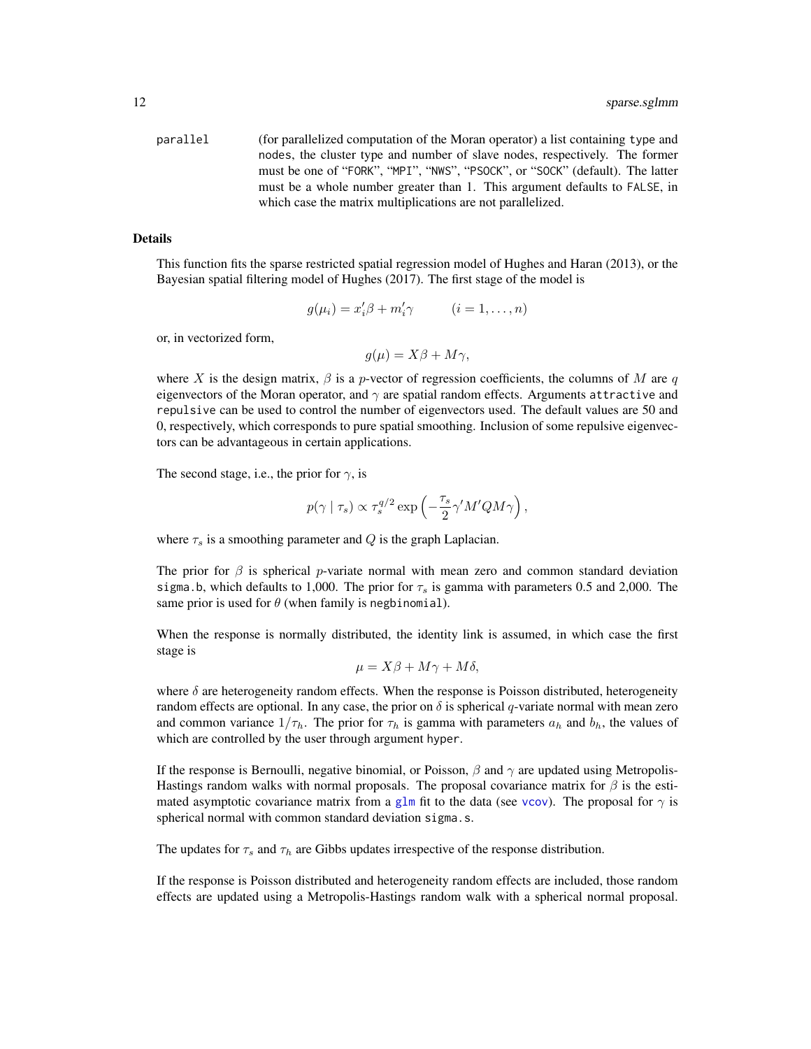parallel (for parallelized computation of the Moran operator) a list containing type and nodes, the cluster type and number of slave nodes, respectively. The former must be one of "FORK", "MPI", "NWS", "PSOCK", or "SOCK" (default). The latter must be a whole number greater than 1. This argument defaults to FALSE, in which case the matrix multiplications are not parallelized.

## Details

This function fits the sparse restricted spatial regression model of Hughes and Haran (2013), or the Bayesian spatial filtering model of Hughes (2017). The first stage of the model is

$$g(\mu_i) = x_i'\beta + m_i'\gamma \qquad (i = 1, \dots, n)$$

or, in vectorized form,

$$g(\mu) = X\beta + M\gamma,$$

where $X$ is the design matrix, $\beta$ is a $p$-vector of regression coefficients, the columns of $M$ are $q$ eigenvectors of the Moran operator, and $\gamma$ are spatial random effects. Arguments attractive and repulsive can be used to control the number of eigenvectors used. The default values are 50 and 0, respectively, which corresponds to pure spatial smoothing. Inclusion of some repulsive eigenvectors can be advantageous in certain applications.

The second stage, i.e., the prior for $\gamma$, is

$$p(\gamma \mid \tau_s) \propto \tau_s^{q/2} \exp\left(-\frac{\tau_s}{2}\gamma' M' Q M \gamma\right),$$

where $\tau_s$ is a smoothing parameter and $Q$ is the graph Laplacian.

The prior for $\beta$ is spherical $p$-variate normal with mean zero and common standard deviation sigma.b, which defaults to 1,000. The prior for $\tau_s$ is gamma with parameters 0.5 and 2,000. The same prior is used for $\theta$ (when family is negbinomial).

When the response is normally distributed, the identity link is assumed, in which case the first stage is

$$\mu = X\beta + M\gamma + M\delta,$$

where $\delta$ are heterogeneity random effects. When the response is Poisson distributed, heterogeneity random effects are optional. In any case, the prior on $\delta$ is spherical $q$-variate normal with mean zero and common variance $1/\tau_h$. The prior for $\tau_h$ is gamma with parameters $a_h$ and $b_h$, the values of which are controlled by the user through argument hyper.

If the response is Bernoulli, negative binomial, or Poisson, $\beta$ and $\gamma$ are updated using Metropolis-Hastings random walks with normal proposals. The proposal covariance matrix for $\beta$ is the estimated asymptotic covariance matrix from a glm fit to the data (see vcov). The proposal for $\gamma$ is spherical normal with common standard deviation sigma.s.

The updates for $\tau_s$ and $\tau_h$ are Gibbs updates irrespective of the response distribution.

If the response is Poisson distributed and heterogeneity random effects are included, those random effects are updated using a Metropolis-Hastings random walk with a spherical normal proposal.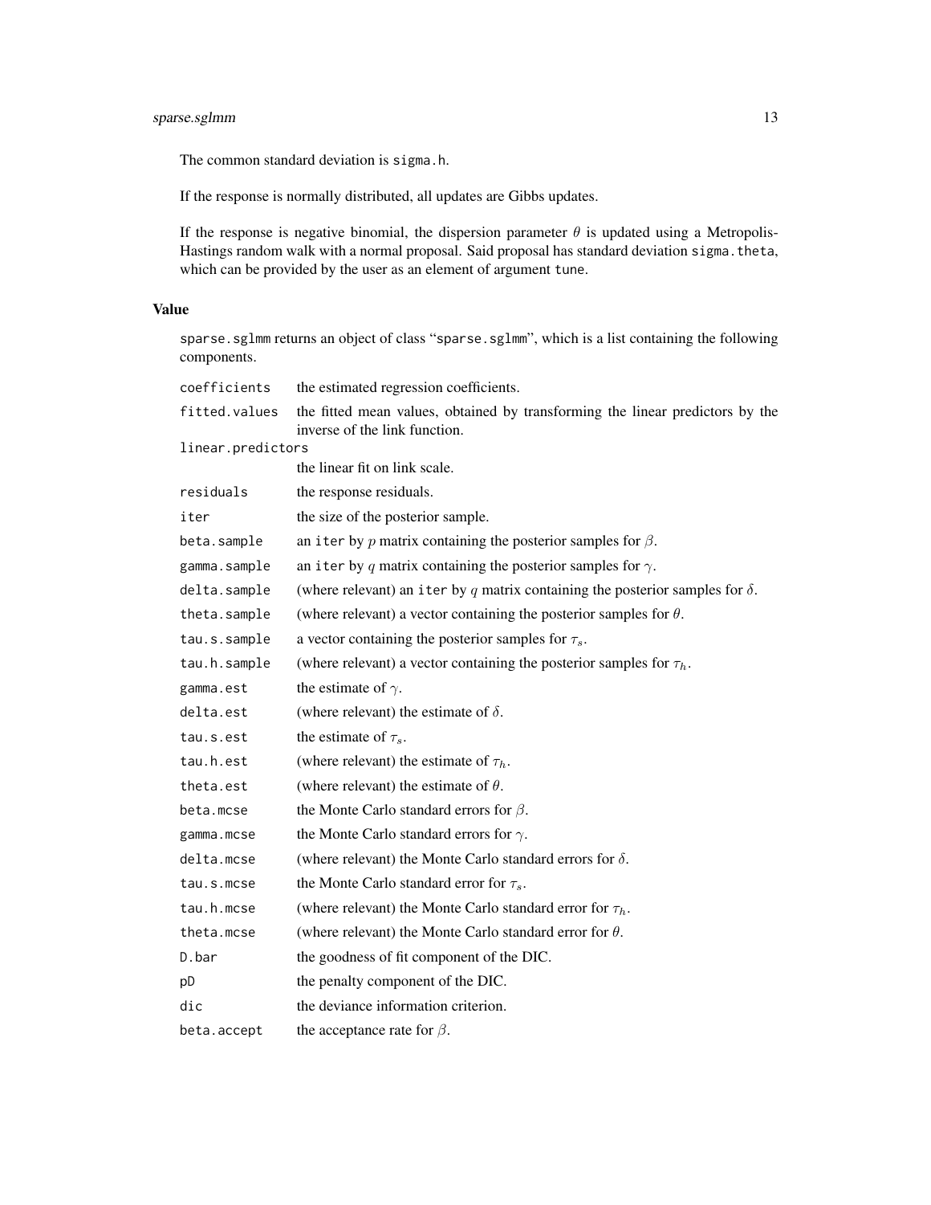The common standard deviation is `sigma.h`.

If the response is normally distributed, all updates are Gibbs updates.

If the response is negative binomial, the dispersion parameter $\theta$ is updated using a Metropolis-Hastings random walk with a normal proposal. Said proposal has standard deviation `sigma.theta`, which can be provided by the user as an element of argument `tune`.

### Value

`sparse.sglmm` returns an object of class "sparse.sglmm", which is a list containing the following components.

| | |
|---|---|
| `coefficients` | the estimated regression coefficients. |
| `fitted.values` | the fitted mean values, obtained by transforming the linear predictors by the inverse of the link function. |
| `linear.predictors` | the linear fit on link scale. |
| `residuals` | the response residuals. |
| `iter` | the size of the posterior sample. |
| `beta.sample` | an `iter` by $p$ matrix containing the posterior samples for $\beta$. |
| `gamma.sample` | an `iter` by $q$ matrix containing the posterior samples for $\gamma$. |
| `delta.sample` | (where relevant) an `iter` by $q$ matrix containing the posterior samples for $\delta$. |
| `theta.sample` | (where relevant) a vector containing the posterior samples for $\theta$. |
| `tau.s.sample` | a vector containing the posterior samples for $\tau_s$. |
| `tau.h.sample` | (where relevant) a vector containing the posterior samples for $\tau_h$. |
| `gamma.est` | the estimate of $\gamma$. |
| `delta.est` | (where relevant) the estimate of $\delta$. |
| `tau.s.est` | the estimate of $\tau_s$. |
| `tau.h.est` | (where relevant) the estimate of $\tau_h$. |
| `theta.est` | (where relevant) the estimate of $\theta$. |
| `beta.mcse` | the Monte Carlo standard errors for $\beta$. |
| `gamma.mcse` | the Monte Carlo standard errors for $\gamma$. |
| `delta.mcse` | (where relevant) the Monte Carlo standard errors for $\delta$. |
| `tau.s.mcse` | the Monte Carlo standard error for $\tau_s$. |
| `tau.h.mcse` | (where relevant) the Monte Carlo standard error for $\tau_h$. |
| `theta.mcse` | (where relevant) the Monte Carlo standard error for $\theta$. |
| `D.bar` | the goodness of fit component of the DIC. |
| `pD` | the penalty component of the DIC. |
| `dic` | the deviance information criterion. |
| `beta.accept` | the acceptance rate for $\beta$. |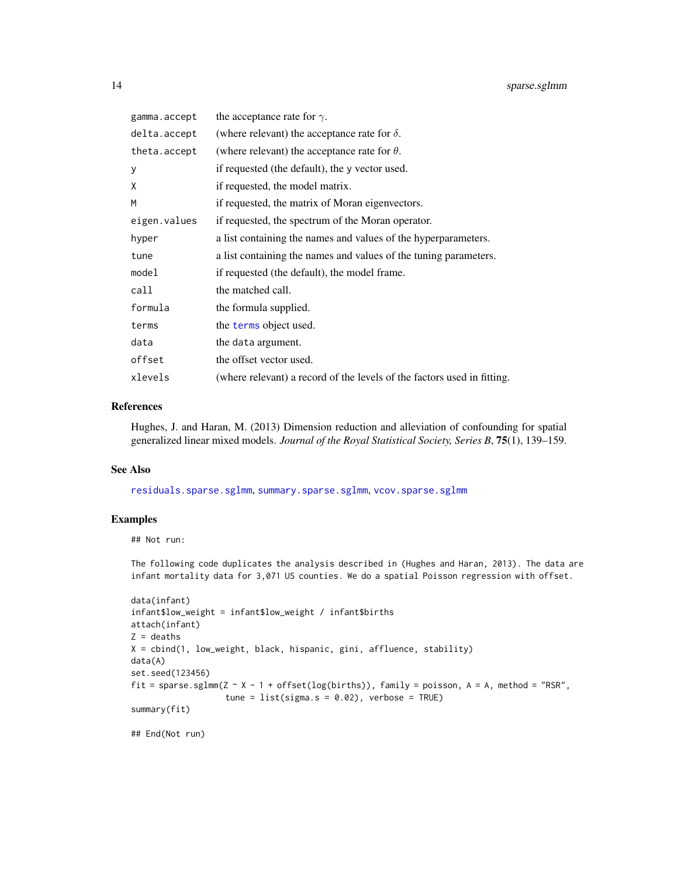| | |
|---|---|
| gamma.accept | the acceptance rate for $\gamma$. |
| delta.accept | (where relevant) the acceptance rate for $\delta$. |
| theta.accept | (where relevant) the acceptance rate for $\theta$. |
| y | if requested (the default), the y vector used. |
| X | if requested, the model matrix. |
| M | if requested, the matrix of Moran eigenvectors. |
| eigen.values | if requested, the spectrum of the Moran operator. |
| hyper | a list containing the names and values of the hyperparameters. |
| tune | a list containing the names and values of the tuning parameters. |
| model | if requested (the default), the model frame. |
| call | the matched call. |
| formula | the formula supplied. |
| terms | the terms object used. |
| data | the data argument. |
| offset | the offset vector used. |
| xlevels | (where relevant) a record of the levels of the factors used in fitting. |

## References

Hughes, J. and Haran, M. (2013) Dimension reduction and alleviation of confounding for spatial generalized linear mixed models. *Journal of the Royal Statistical Society, Series B*, **75**(1), 139–159.

## See Also

residuals.sparse.sglmm, summary.sparse.sglmm, vcov.sparse.sglmm

## Examples

```
## Not run:

The following code duplicates the analysis described in (Hughes and Haran, 2013). The data are
infant mortality data for 3,071 US counties. We do a spatial Poisson regression with offset.

data(infant)
infant$low_weight = infant$low_weight / infant$births
attach(infant)
Z = deaths
X = cbind(1, low_weight, black, hispanic, gini, affluence, stability)
data(A)
set.seed(123456)
fit = sparse.sglmm(Z ~ X - 1 + offset(log(births)), family = poisson, A = A, method = "RSR",
                   tune = list(sigma.s = 0.02), verbose = TRUE)
summary(fit)

## End(Not run)
```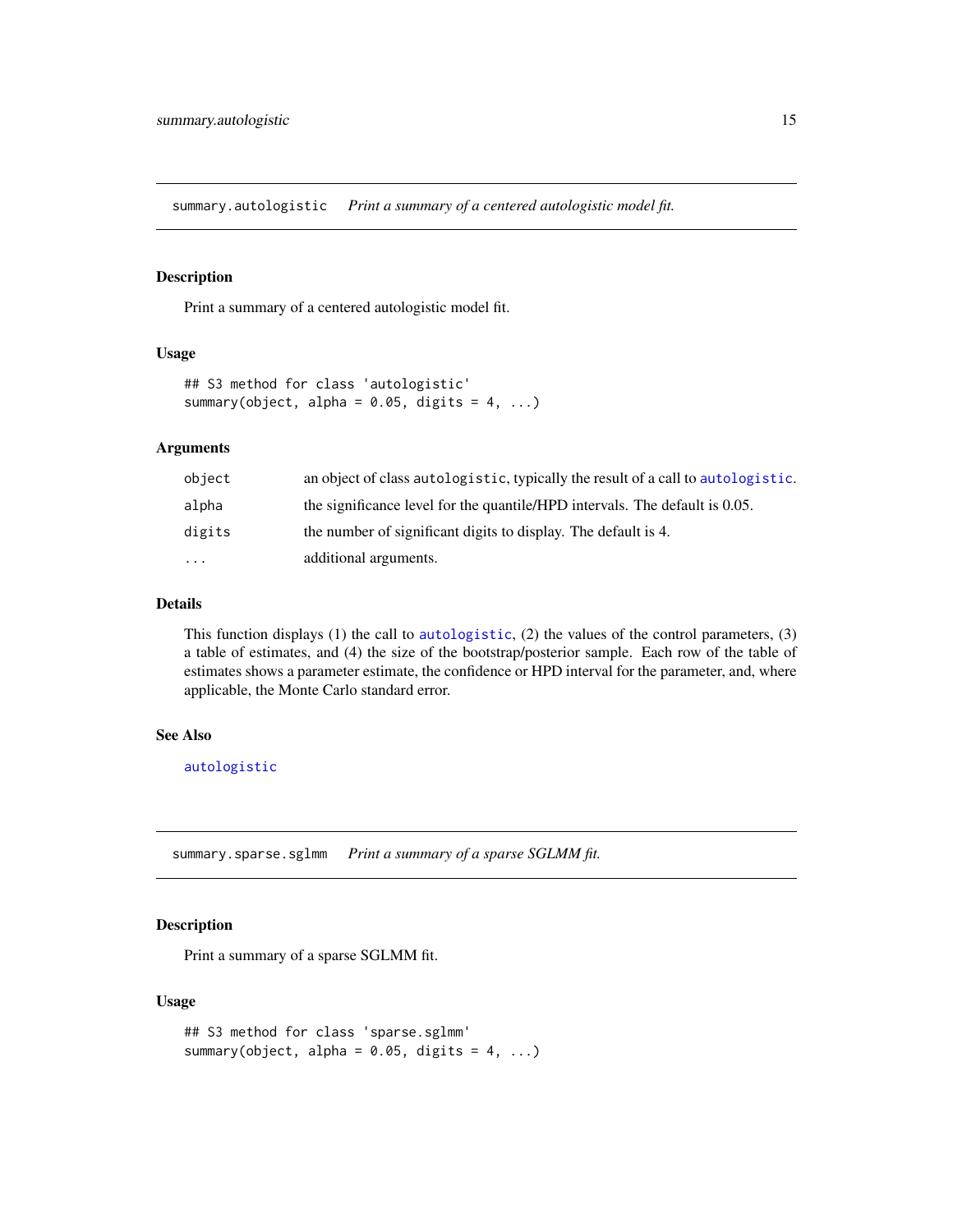## summary.autologistic    *Print a summary of a centered autologistic model fit.*

### Description

Print a summary of a centered autologistic model fit.

### Usage

```
## S3 method for class 'autologistic'
summary(object, alpha = 0.05, digits = 4, ...)
```

### Arguments

| | |
|---|---|
| `object` | an object of class `autologistic`, typically the result of a call to `autologistic`. |
| `alpha` | the significance level for the quantile/HPD intervals. The default is 0.05. |
| `digits` | the number of significant digits to display. The default is 4. |
| `...` | additional arguments. |

### Details

This function displays (1) the call to `autologistic`, (2) the values of the control parameters, (3) a table of estimates, and (4) the size of the bootstrap/posterior sample. Each row of the table of estimates shows a parameter estimate, the confidence or HPD interval for the parameter, and, where applicable, the Monte Carlo standard error.

### See Also

`autologistic`

## summary.sparse.sglmm    *Print a summary of a sparse SGLMM fit.*

### Description

Print a summary of a sparse SGLMM fit.

### Usage

```
## S3 method for class 'sparse.sglmm'
summary(object, alpha = 0.05, digits = 4, ...)
```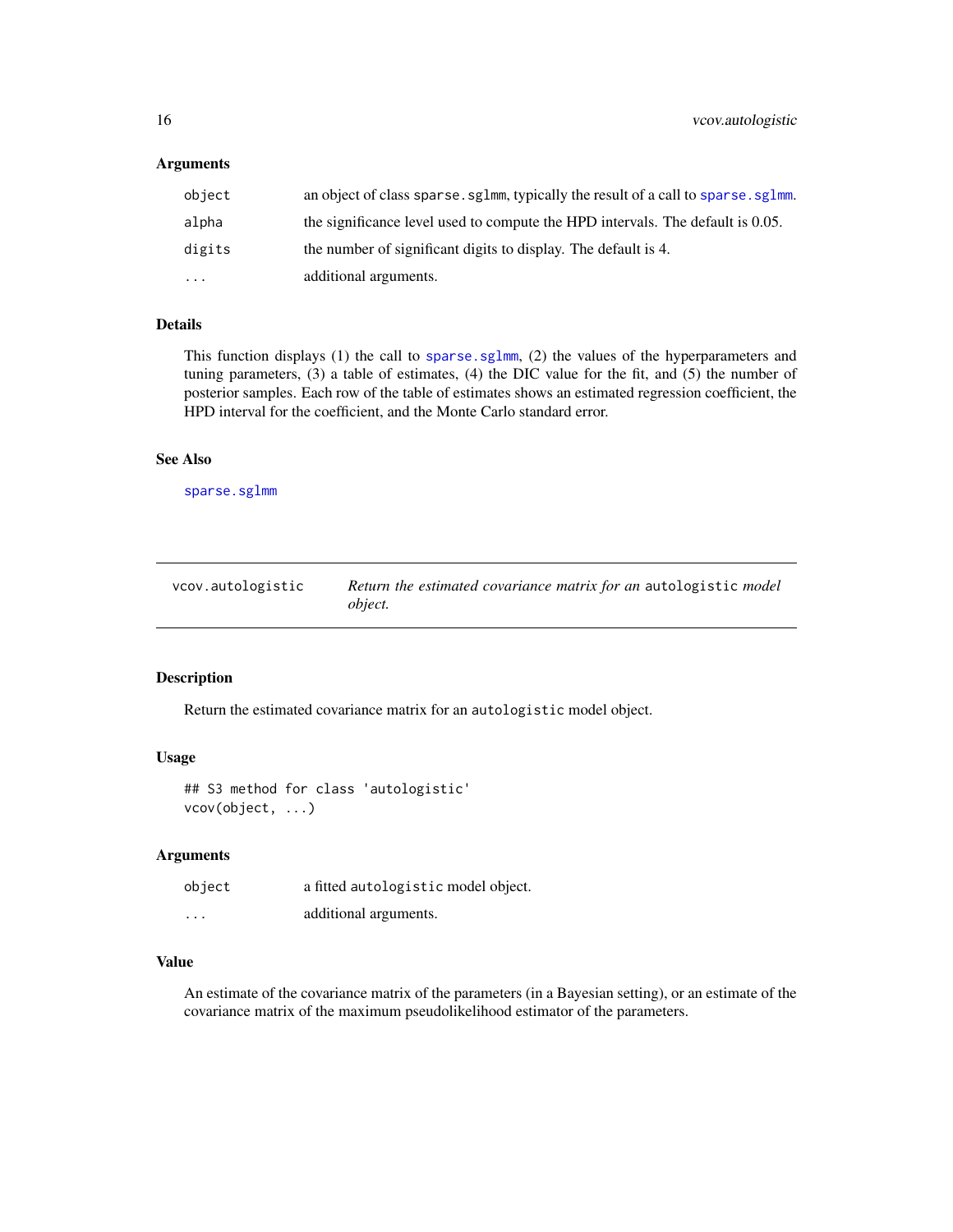### Arguments

| | |
|---|---|
| `object` | an object of class `sparse.sglmm`, typically the result of a call to `sparse.sglmm`. |
| `alpha` | the significance level used to compute the HPD intervals. The default is 0.05. |
| `digits` | the number of significant digits to display. The default is 4. |
| `...` | additional arguments. |

### Details

This function displays (1) the call to `sparse.sglmm`, (2) the values of the hyperparameters and tuning parameters, (3) a table of estimates, (4) the DIC value for the fit, and (5) the number of posterior samples. Each row of the table of estimates shows an estimated regression coefficient, the HPD interval for the coefficient, and the Monte Carlo standard error.

### See Also

`sparse.sglmm`

---

## vcov.autologistic — *Return the estimated covariance matrix for an* `autologistic` *model object.*

---

### Description

Return the estimated covariance matrix for an `autologistic` model object.

### Usage

```
## S3 method for class 'autologistic'
vcov(object, ...)
```

### Arguments

| | |
|---|---|
| `object` | a fitted `autologistic` model object. |
| `...` | additional arguments. |

### Value

An estimate of the covariance matrix of the parameters (in a Bayesian setting), or an estimate of the covariance matrix of the maximum pseudolikelihood estimator of the parameters.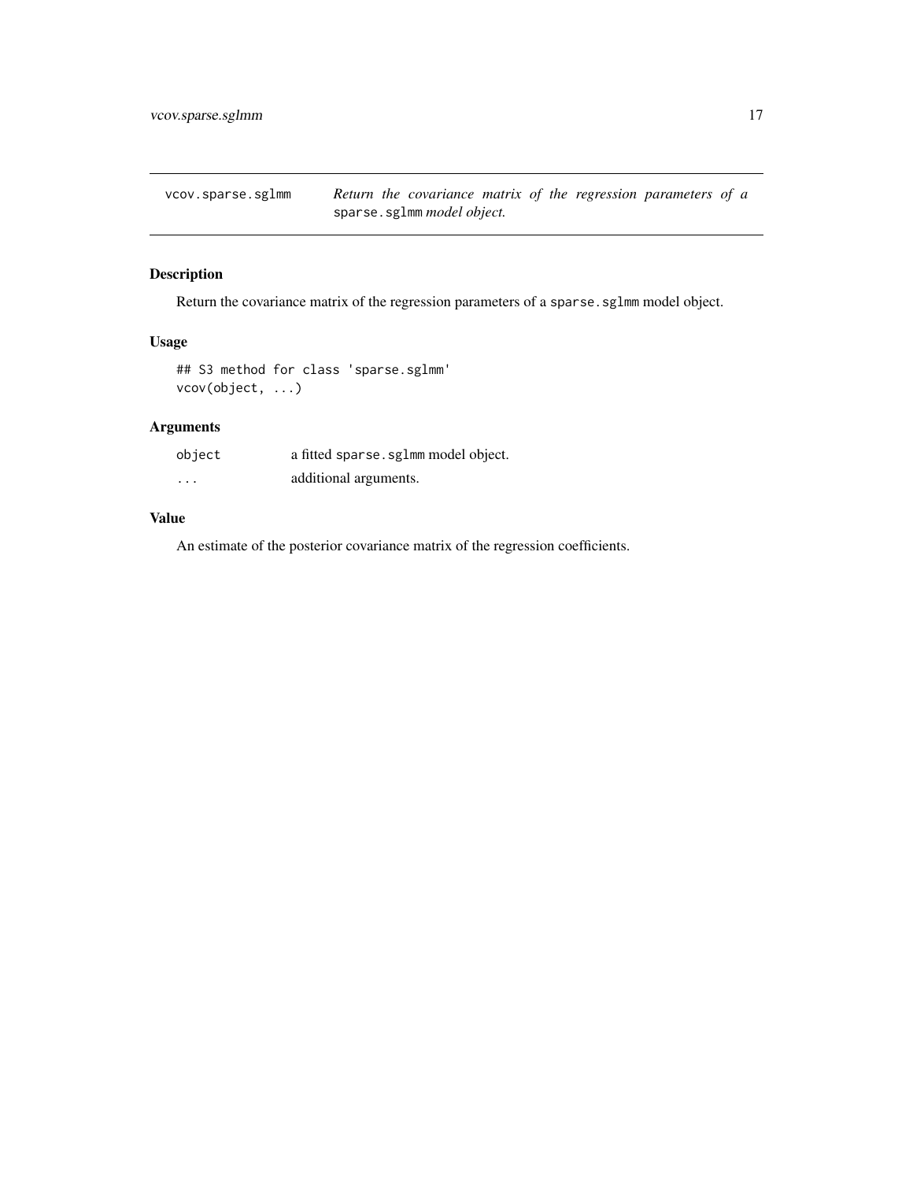# vcov.sparse.sglmm

*Return the covariance matrix of the regression parameters of a* `sparse.sglmm` *model object.*

## Description

Return the covariance matrix of the regression parameters of a `sparse.sglmm` model object.

## Usage

```
## S3 method for class 'sparse.sglmm'
vcov(object, ...)
```

## Arguments

| | |
|---|---|
| `object` | a fitted `sparse.sglmm` model object. |
| `...` | additional arguments. |

## Value

An estimate of the posterior covariance matrix of the regression coefficients.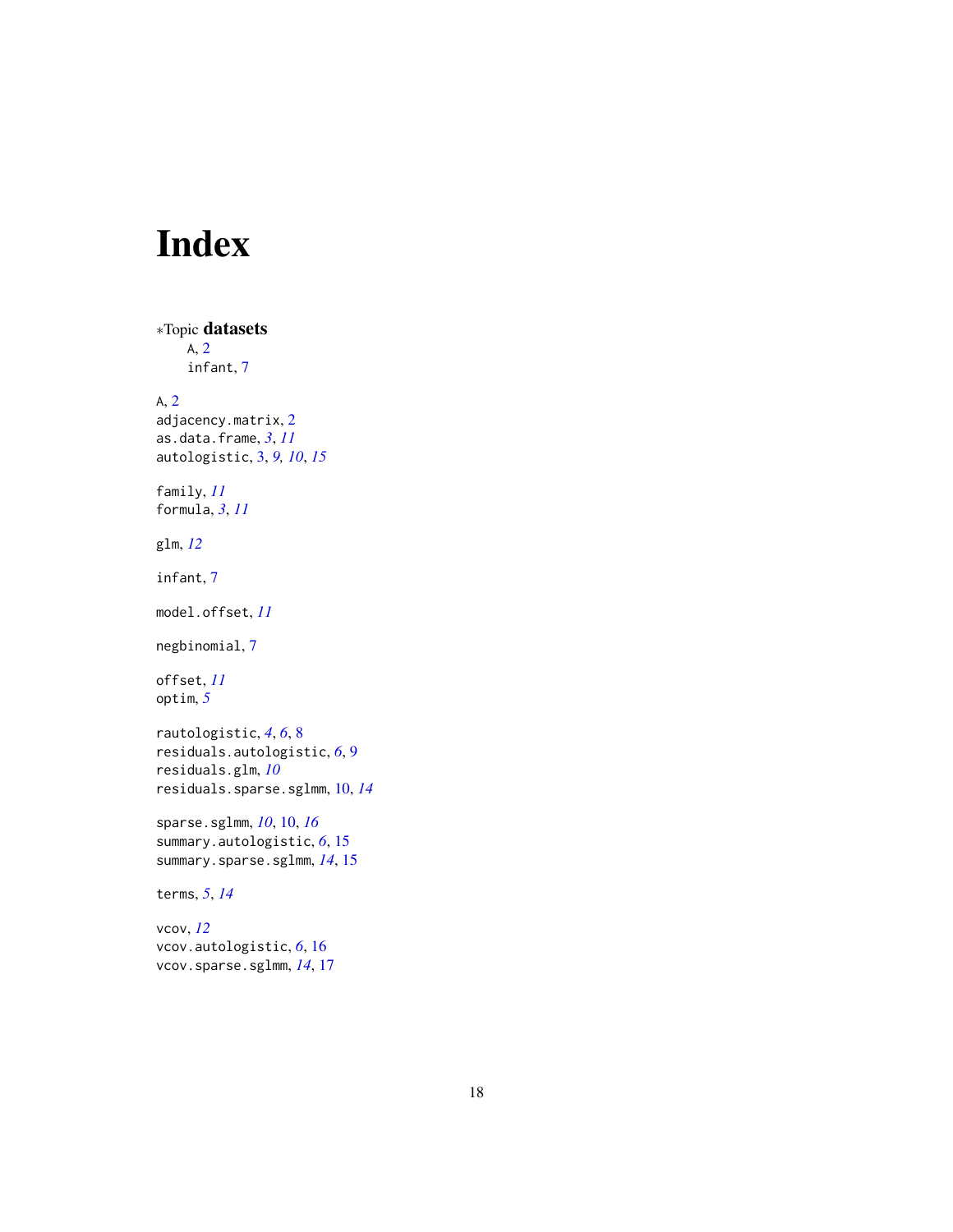# Index

*Topic **datasets**
- A, 2
- infant, 7

A, 2
adjacency.matrix, 2
as.data.frame, *3*, *11*
autologistic, 3, *9, 10*, *15*

family, *11*
formula, *3*, *11*

glm, *12*

infant, 7

model.offset, *11*

negbinomial, 7

offset, *11*
optim, *5*

rautologistic, *4*, *6*, 8
residuals.autologistic, *6*, 9
residuals.glm, *10*
residuals.sparse.sglmm, 10, *14*

sparse.sglmm, *10*, 10, *16*
summary.autologistic, *6*, 15
summary.sparse.sglmm, *14*, 15

terms, *5*, *14*

vcov, *12*
vcov.autologistic, *6*, 16
vcov.sparse.sglmm, *14*, 17